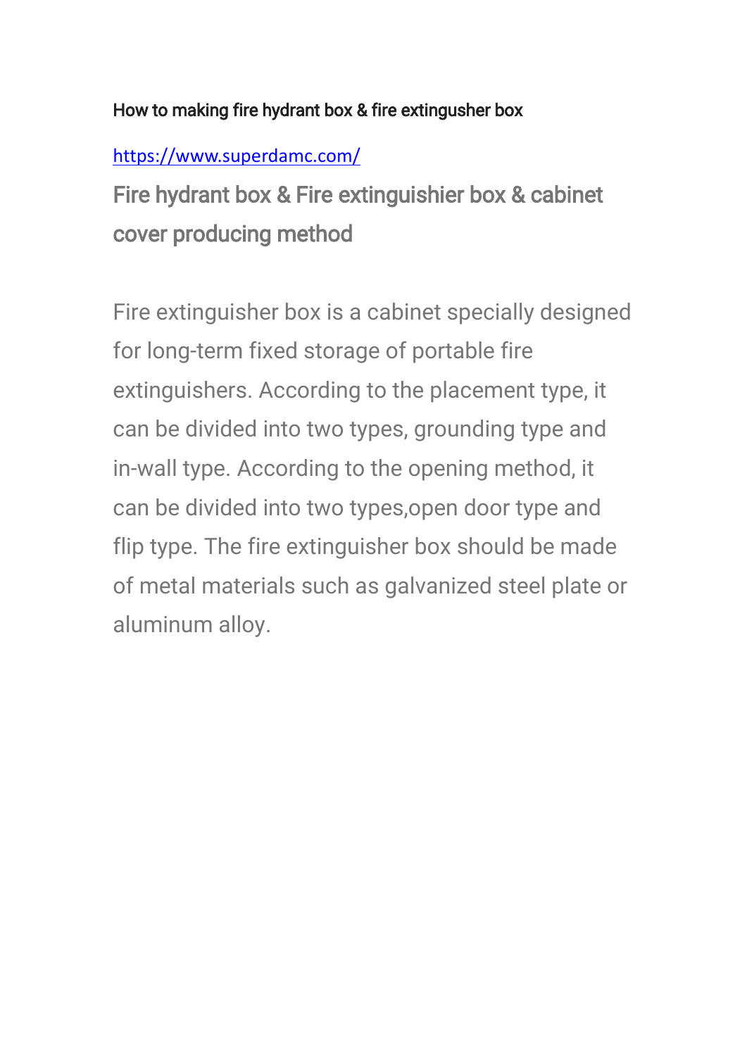How to making fire hydrant box & fire extingusher box

https://www.superdamc.com/

## Fire hydrant box & Fire extinguishier box & cabinet cover producing method

Fire extinguisher box is a cabinet specially designed for long-term fixed storage of portable fire extinguishers. According to the placement type, it can be divided into two types, grounding type and in-wall type. According to the opening method, it can be divided into two types,open door type and flip type. The fire extinguisher box should be made of metal materials such as galvanized steel plate or aluminum alloy.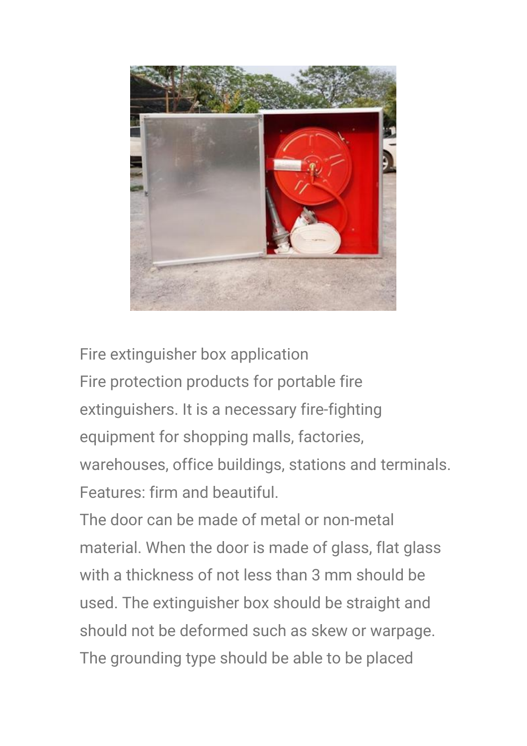Fire extinguisher box application

Fire protection products for portable fire extinguishers. It is a necessary fire-fighting equipment for shopping malls, factories, warehouses, office buildings, stations and terminals.

Features: firm and beautiful.

The door can be made of metal or non-metal material. When the door is made of glass, flat glass with a thickness of not less than 3 mm should be used. The extinguisher box should be straight and should not be deformed such as skew or warpage. The grounding type should be able to be placed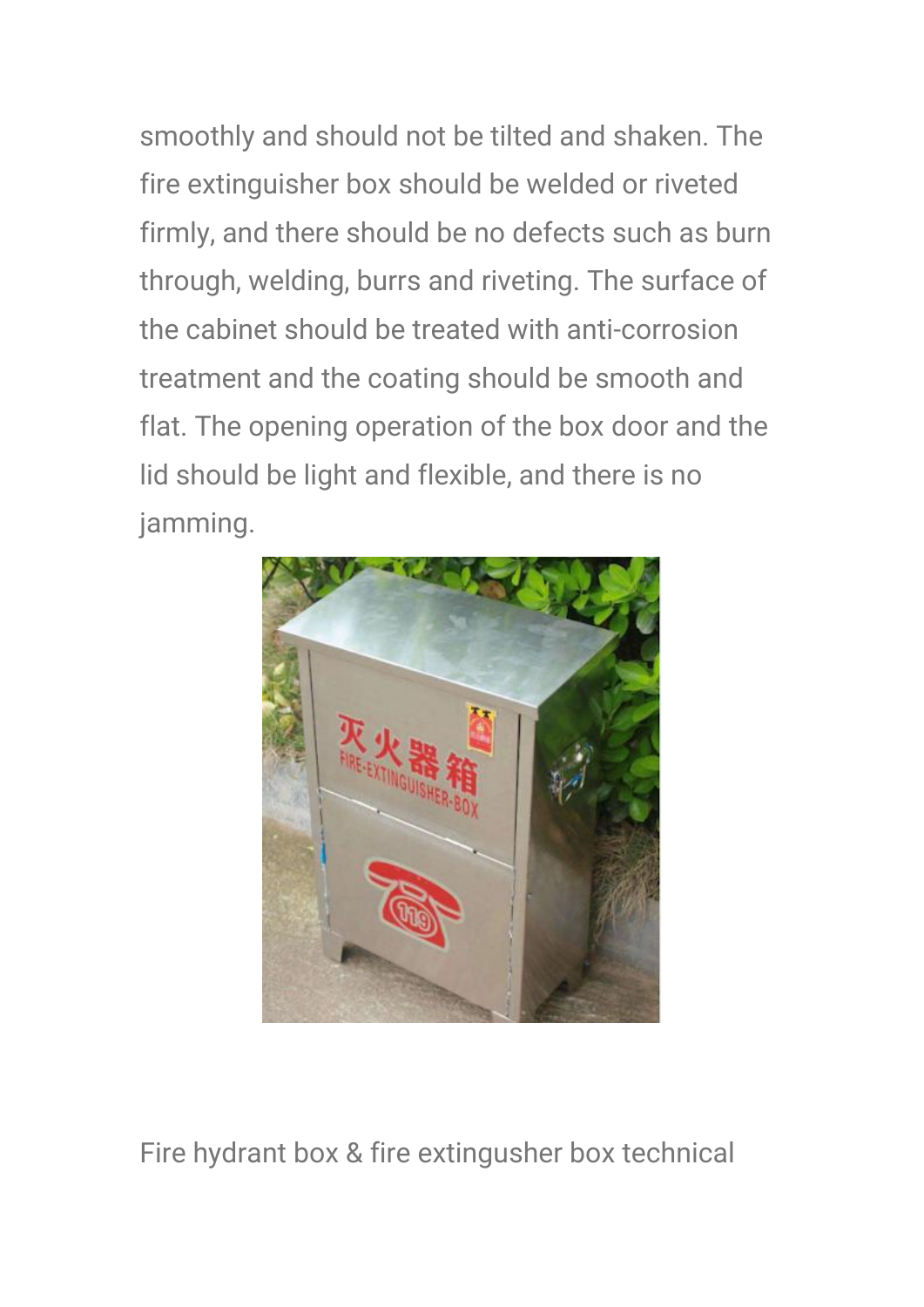smoothly and should not be tilted and shaken. The fire extinguisher box should be welded or riveted firmly, and there should be no defects such as burn through, welding, burrs and riveting. The surface of the cabinet should be treated with anti-corrosion treatment and the coating should be smooth and flat. The opening operation of the box door and the lid should be light and flexible, and there is no jamming.

Fire hydrant box & fire extingusher box technical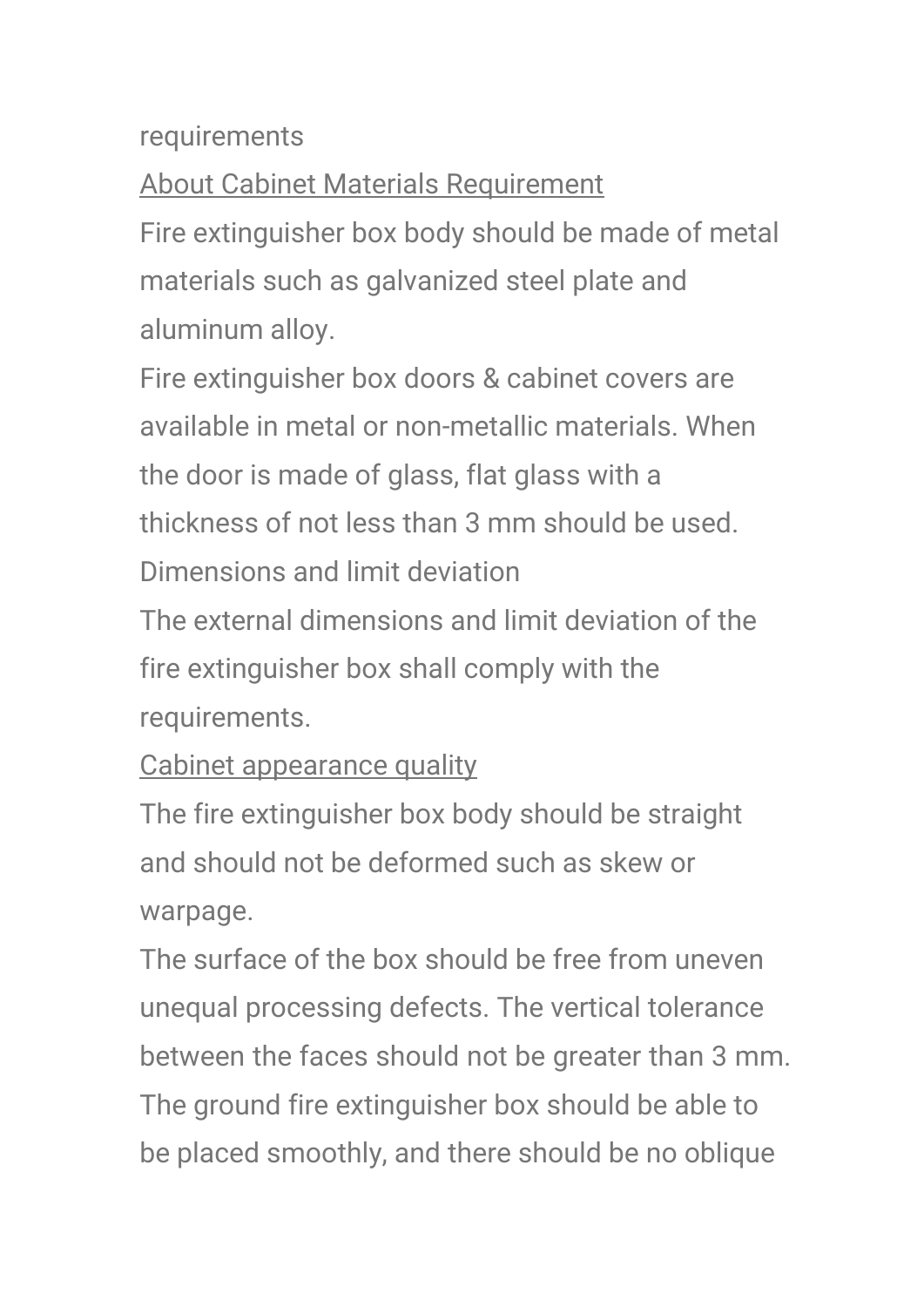requirements

About Cabinet Materials Requirement

Fire extinguisher box body should be made of metal materials such as galvanized steel plate and aluminum alloy.

Fire extinguisher box doors & cabinet covers are available in metal or non-metallic materials. When the door is made of glass, flat glass with a thickness of not less than 3 mm should be used.

Dimensions and limit deviation

The external dimensions and limit deviation of the fire extinguisher box shall comply with the requirements.

Cabinet appearance quality

The fire extinguisher box body should be straight and should not be deformed such as skew or warpage.

The surface of the box should be free from uneven unequal processing defects. The vertical tolerance between the faces should not be greater than 3 mm.

The ground fire extinguisher box should be able to be placed smoothly, and there should be no oblique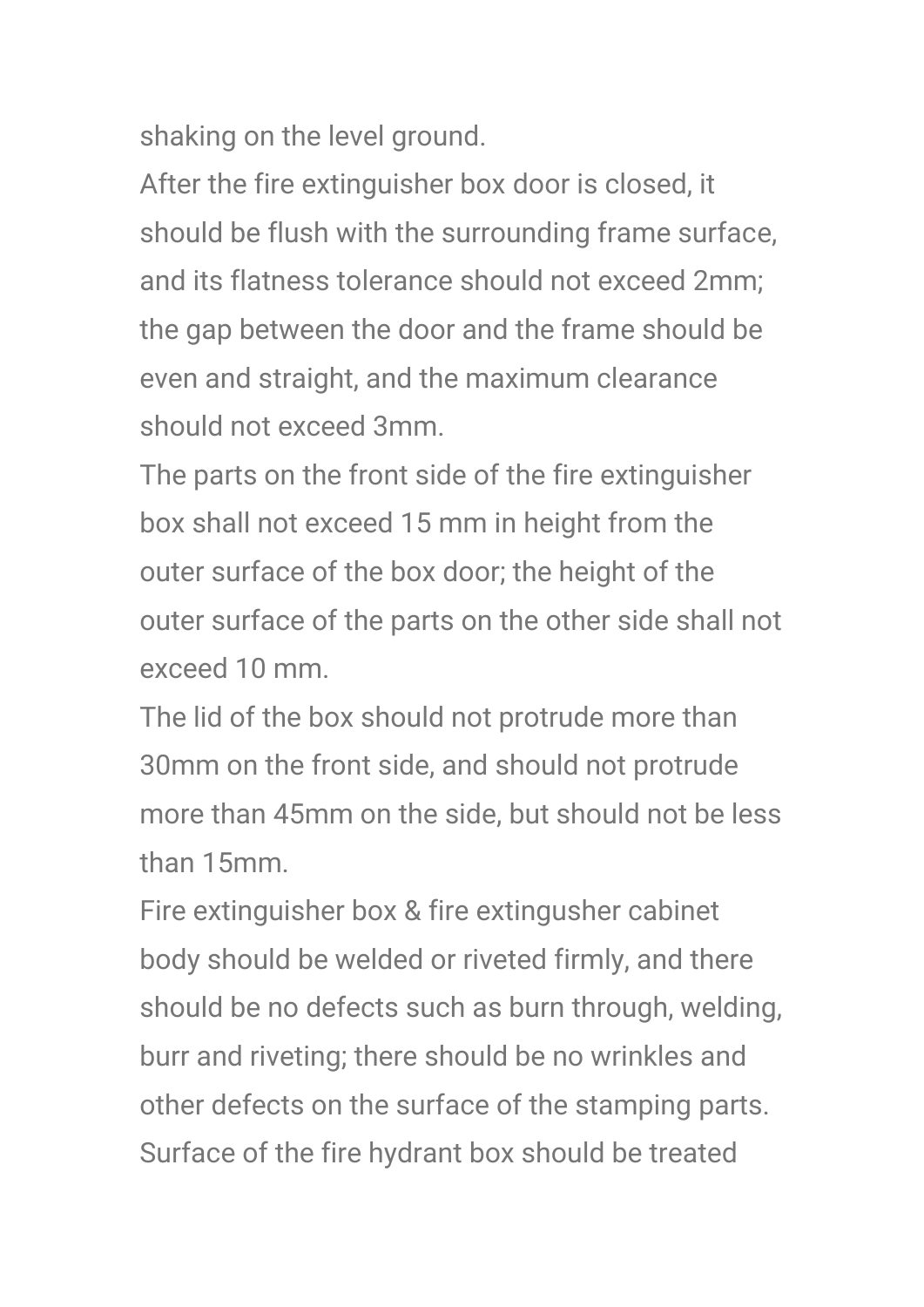shaking on the level ground.

After the fire extinguisher box door is closed, it should be flush with the surrounding frame surface, and its flatness tolerance should not exceed 2mm; the gap between the door and the frame should be even and straight, and the maximum clearance should not exceed 3mm.

The parts on the front side of the fire extinguisher box shall not exceed 15 mm in height from the outer surface of the box door; the height of the outer surface of the parts on the other side shall not exceed 10 mm.

The lid of the box should not protrude more than 30mm on the front side, and should not protrude more than 45mm on the side, but should not be less than 15mm.

Fire extinguisher box & fire extingusher cabinet body should be welded or riveted firmly, and there should be no defects such as burn through, welding, burr and riveting; there should be no wrinkles and other defects on the surface of the stamping parts.

Surface of the fire hydrant box should be treated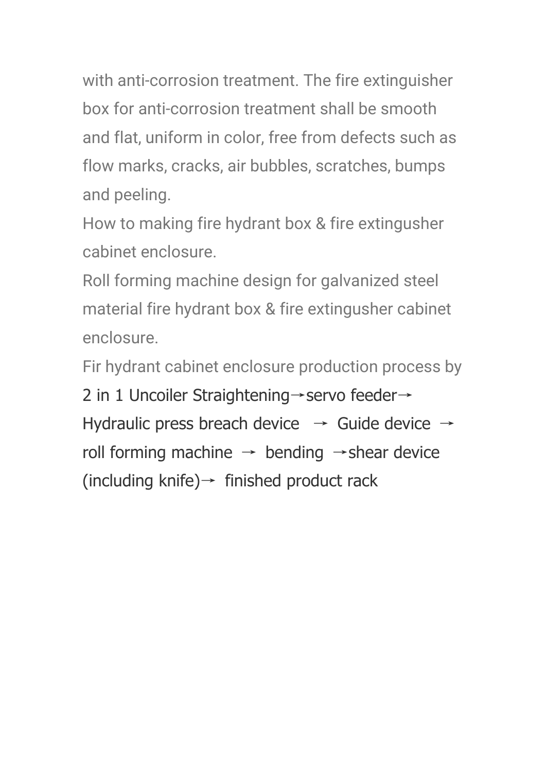with anti-corrosion treatment. The fire extinguisher box for anti-corrosion treatment shall be smooth and flat, uniform in color, free from defects such as flow marks, cracks, air bubbles, scratches, bumps and peeling.

How to making fire hydrant box & fire extingusher cabinet enclosure.

Roll forming machine design for galvanized steel material fire hydrant box & fire extingusher cabinet enclosure.

Fir hydrant cabinet enclosure production process by

2 in 1 Uncoiler Straightening→servo feeder→ Hydraulic press breach device → Guide device → roll forming machine → bending →shear device (including knife)→ finished product rack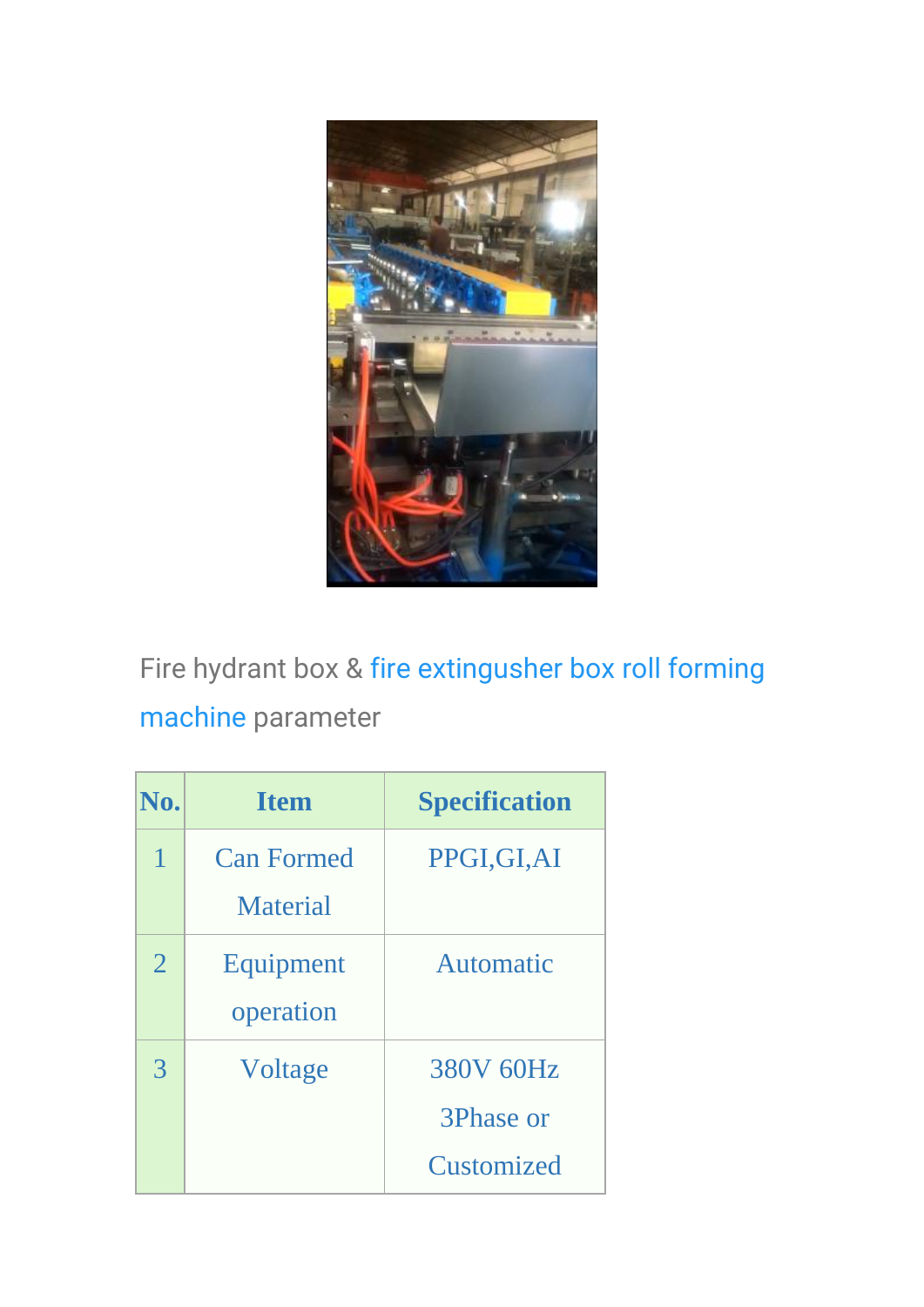Fire hydrant box & fire extingusher box roll forming machine parameter

| No. | Item | Specification |
| --- | --- | --- |
| 1 | Can Formed Material | PPGI,GI,AI |
| 2 | Equipment operation | Automatic |
| 3 | Voltage | 380V 60Hz 3Phase or Customized |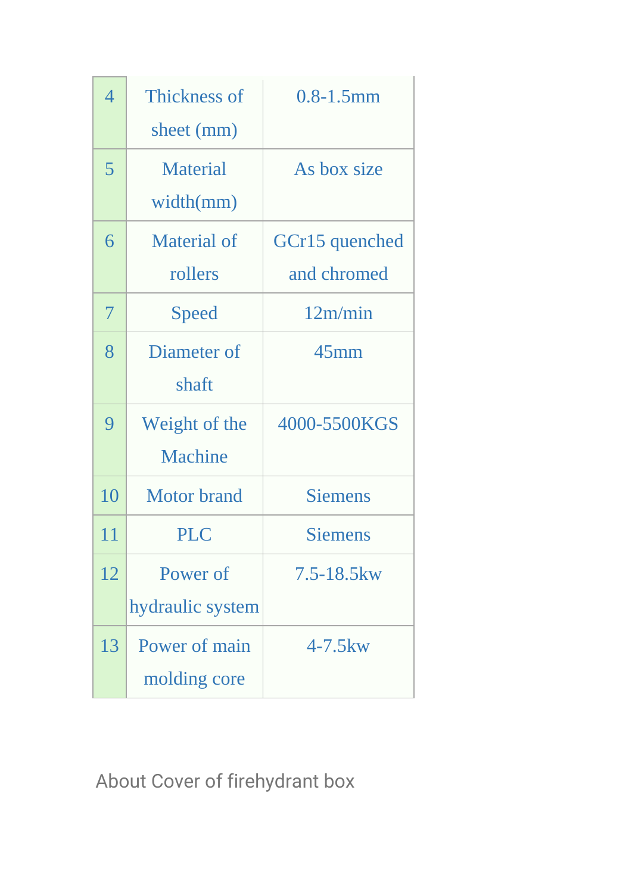| 4 | Thickness of sheet (mm) | 0.8-1.5mm |
|---|---|---|
| 5 | Material width(mm) | As box size |
| 6 | Material of rollers | GCr15 quenched and chromed |
| 7 | Speed | 12m/min |
| 8 | Diameter of shaft | 45mm |
| 9 | Weight of the Machine | 4000-5500KGS |
| 10 | Motor brand | Siemens |
| 11 | PLC | Siemens |
| 12 | Power of hydraulic system | 7.5-18.5kw |
| 13 | Power of main molding core | 4-7.5kw |

About Cover of firehydrant box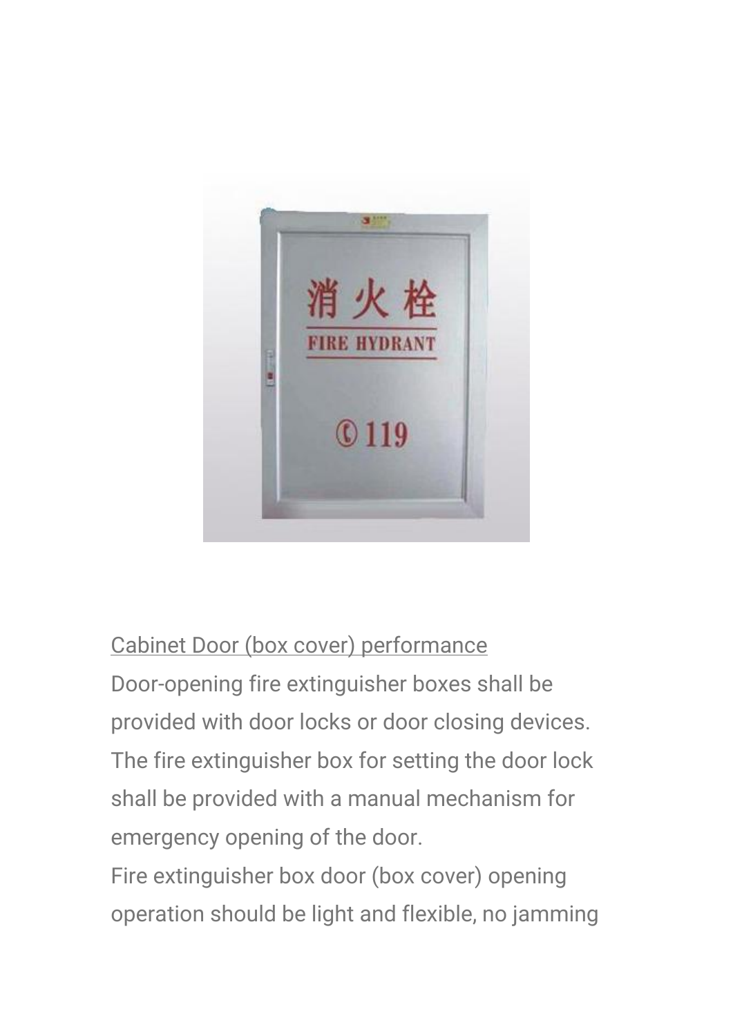Cabinet Door (box cover) performance

Door-opening fire extinguisher boxes shall be provided with door locks or door closing devices. The fire extinguisher box for setting the door lock shall be provided with a manual mechanism for emergency opening of the door.

Fire extinguisher box door (box cover) opening operation should be light and flexible, no jamming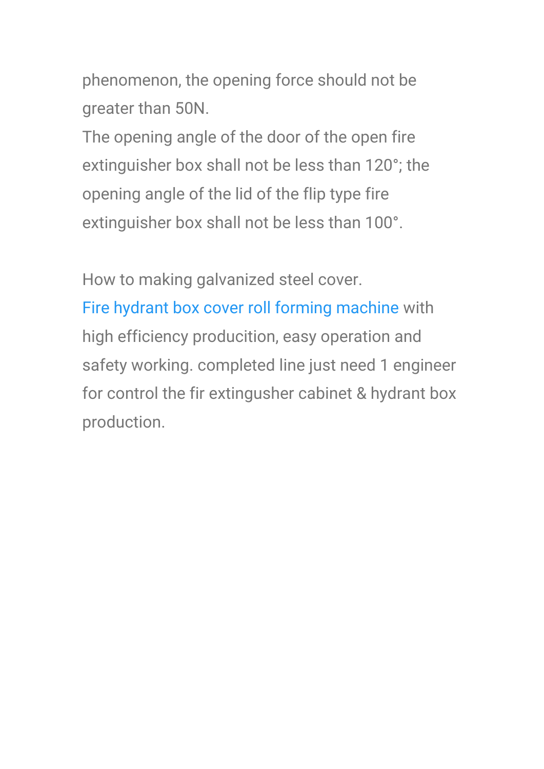phenomenon, the opening force should not be greater than 50N.

The opening angle of the door of the open fire extinguisher box shall not be less than 120°; the opening angle of the lid of the flip type fire extinguisher box shall not be less than 100°.

How to making galvanized steel cover.

Fire hydrant box cover roll forming machine with high efficiency producition, easy operation and safety working. completed line just need 1 engineer for control the fir extingusher cabinet & hydrant box production.